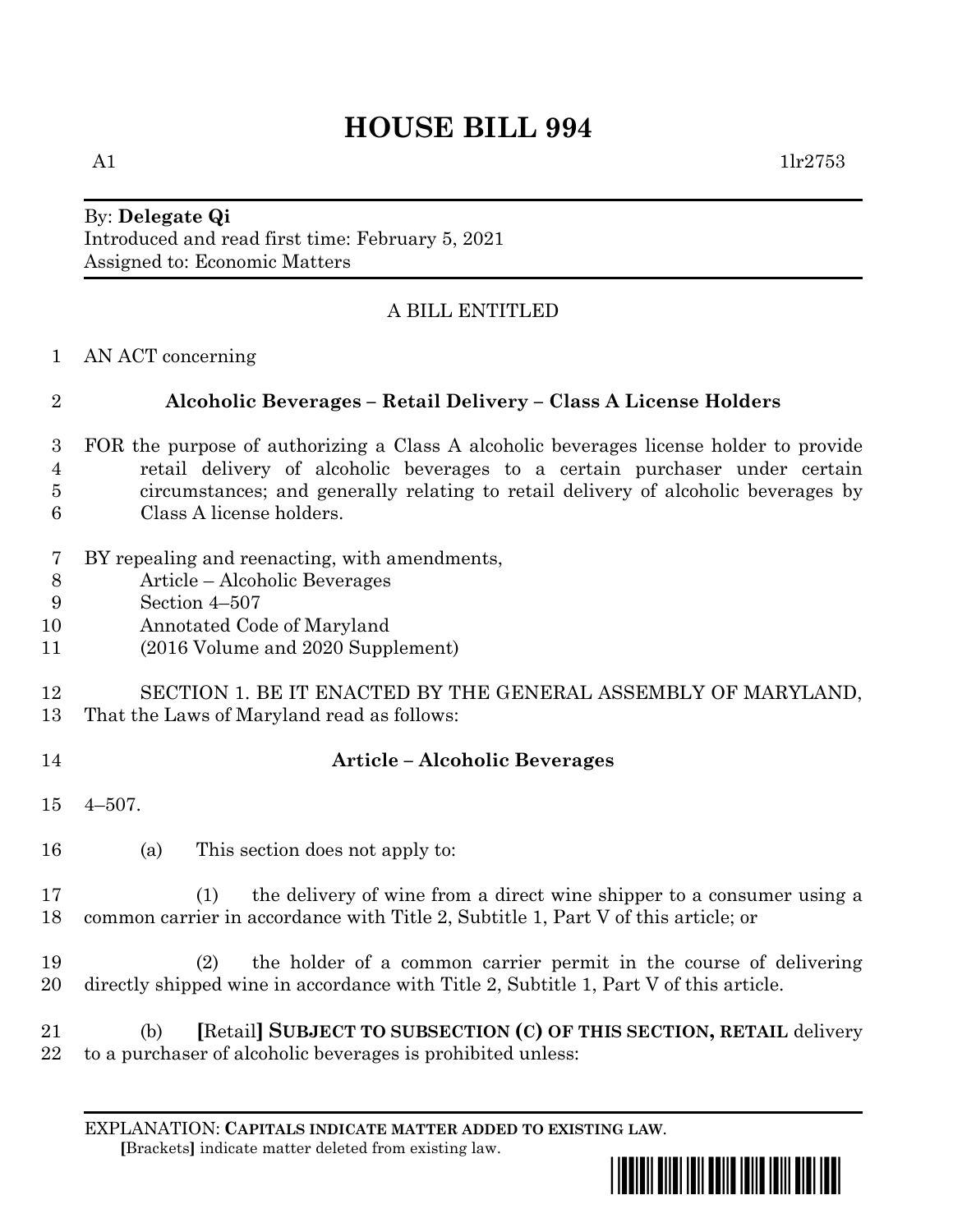# HOUSE BILL 994

A1 1lr2753

By: **Delegate Qi**
Introduced and read first time: February 5, 2021
Assigned to: Economic Matters

A BILL ENTITLED

1 AN ACT concerning

2 **Alcoholic Beverages – Retail Delivery – Class A License Holders**

3 FOR the purpose of authorizing a Class A alcoholic beverages license holder to provide
4 retail delivery of alcoholic beverages to a certain purchaser under certain
5 circumstances; and generally relating to retail delivery of alcoholic beverages by
6 Class A license holders.

7 BY repealing and reenacting, with amendments,
8 Article – Alcoholic Beverages
9 Section 4–507
10 Annotated Code of Maryland
11 (2016 Volume and 2020 Supplement)

12 SECTION 1. BE IT ENACTED BY THE GENERAL ASSEMBLY OF MARYLAND,
13 That the Laws of Maryland read as follows:

14 **Article – Alcoholic Beverages**

15 4–507.

16 (a) This section does not apply to:

17 (1) the delivery of wine from a direct wine shipper to a consumer using a
18 common carrier in accordance with Title 2, Subtitle 1, Part V of this article; or

19 (2) the holder of a common carrier permit in the course of delivering
20 directly shipped wine in accordance with Title 2, Subtitle 1, Part V of this article.

21 (b) **[**Retail**]** **SUBJECT TO SUBSECTION (C) OF THIS SECTION, RETAIL** delivery
22 to a purchaser of alcoholic beverages is prohibited unless:

EXPLANATION: **CAPITALS INDICATE MATTER ADDED TO EXISTING LAW.**
**[**Brackets**]** indicate matter deleted from existing law.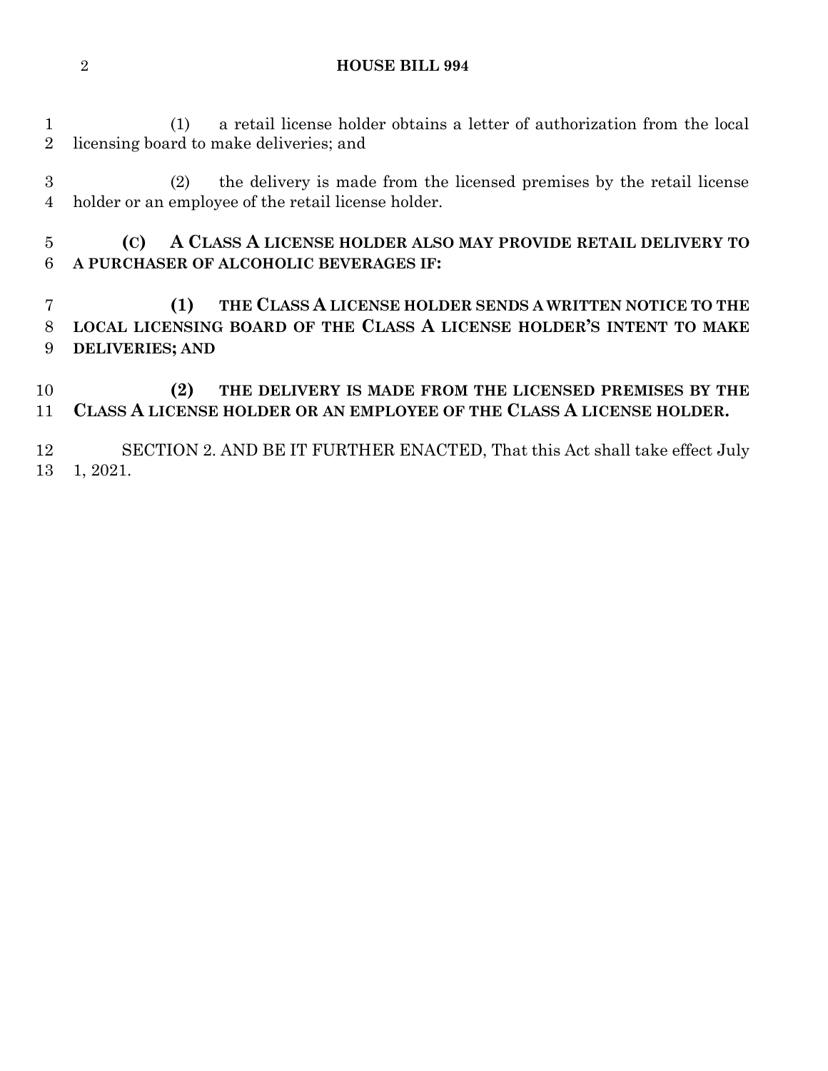(1) a retail license holder obtains a letter of authorization from the local licensing board to make deliveries; and

(2) the delivery is made from the licensed premises by the retail license holder or an employee of the retail license holder.

**(C) A CLASS A LICENSE HOLDER ALSO MAY PROVIDE RETAIL DELIVERY TO A PURCHASER OF ALCOHOLIC BEVERAGES IF:**

**(1) THE CLASS A LICENSE HOLDER SENDS A WRITTEN NOTICE TO THE LOCAL LICENSING BOARD OF THE CLASS A LICENSE HOLDER'S INTENT TO MAKE DELIVERIES; AND**

**(2) THE DELIVERY IS MADE FROM THE LICENSED PREMISES BY THE CLASS A LICENSE HOLDER OR AN EMPLOYEE OF THE CLASS A LICENSE HOLDER.**

SECTION 2. AND BE IT FURTHER ENACTED, That this Act shall take effect July 1, 2021.